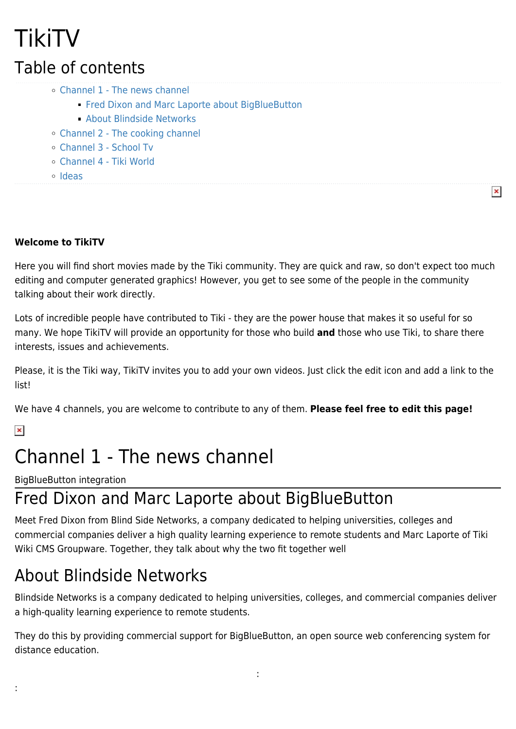# TikiTV

## Table of contents

- Channel 1 - The news channel
  - Fred Dixon and Marc Laporte about BigBlueButton
  - About Blindside Networks
- Channel 2 - The cooking channel
- Channel 3 - School Tv
- Channel 4 - Tiki World
- Ideas

**Welcome to TikiTV**

Here you will find short movies made by the Tiki community. They are quick and raw, so don't expect too much editing and computer generated graphics! However, you get to see some of the people in the community talking about their work directly.

Lots of incredible people have contributed to Tiki - they are the power house that makes it so useful for so many. We hope TikiTV will provide an opportunity for those who build **and** those who use Tiki, to share there interests, issues and achievements.

Please, it is the Tiki way, TikiTV invites you to add your own videos. Just click the edit icon and add a link to the list!

We have 4 channels, you are welcome to contribute to any of them. **Please feel free to edit this page!**

# Channel 1 - The news channel

BigBlueButton integration

## Fred Dixon and Marc Laporte about BigBlueButton

Meet Fred Dixon from Blind Side Networks, a company dedicated to helping universities, colleges and commercial companies deliver a high quality learning experience to remote students and Marc Laporte of Tiki Wiki CMS Groupware. Together, they talk about why the two fit together well

## About Blindside Networks

Blindside Networks is a company dedicated to helping universities, colleges, and commercial companies deliver a high-quality learning experience to remote students.

They do this by providing commercial support for BigBlueButton, an open source web conferencing system for distance education.

:

: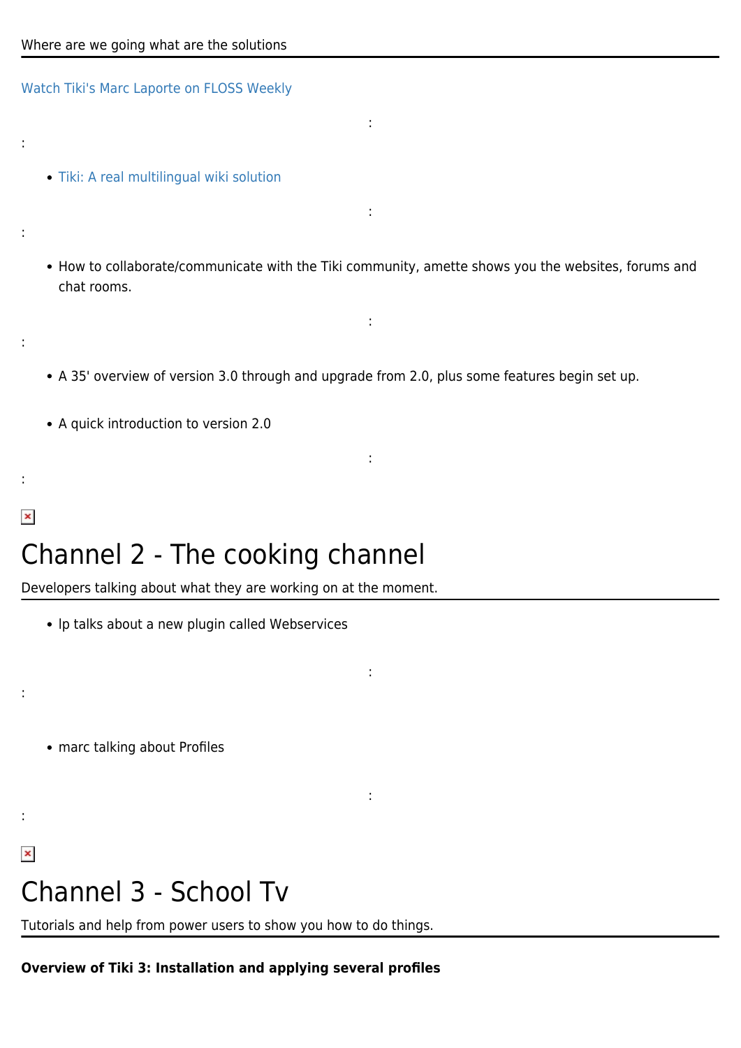Where are we going what are the solutions

Watch Tiki's Marc Laporte on FLOSS Weekly

:

:

- Tiki: A real multilingual wiki solution

:

:

- How to collaborate/communicate with the Tiki community, amette shows you the websites, forums and chat rooms.

:

:

- A 35' overview of version 3.0 through and upgrade from 2.0, plus some features begin set up.

- A quick introduction to version 2.0

:

:

# Channel 2 - The cooking channel

Developers talking about what they are working on at the moment.

- lp talks about a new plugin called Webservices

:

:

- marc talking about Profiles

:

:

# Channel 3 - School Tv

Tutorials and help from power users to show you how to do things.

**Overview of Tiki 3: Installation and applying several profiles**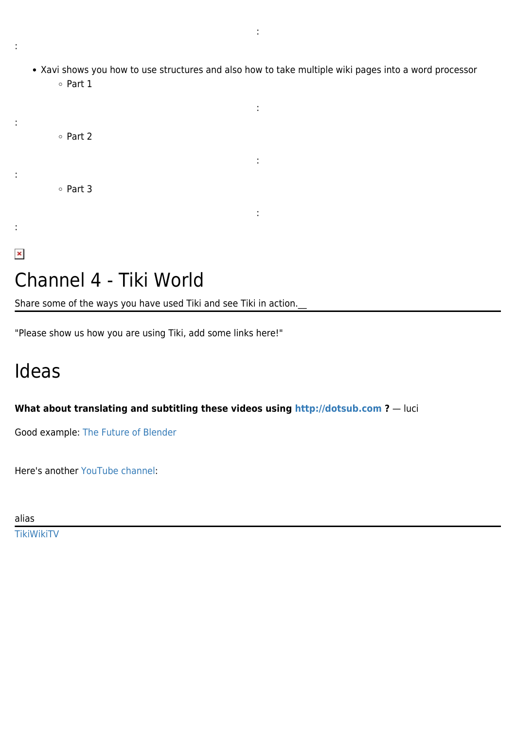:

:

- Xavi shows you how to use structures and also how to take multiple wiki pages into a word processor
  - Part 1

:

:

  - Part 2

:

:

  - Part 3

:

:

# Channel 4 - Tiki World

Share some of the ways you have used Tiki and see Tiki in action.__

"Please show us how you are using Tiki, add some links here!"

# Ideas

**What about translating and subtitling these videos using http://dotsub.com ?** — luci

Good example: The Future of Blender

Here's another YouTube channel:

alias

TikiWikiTV